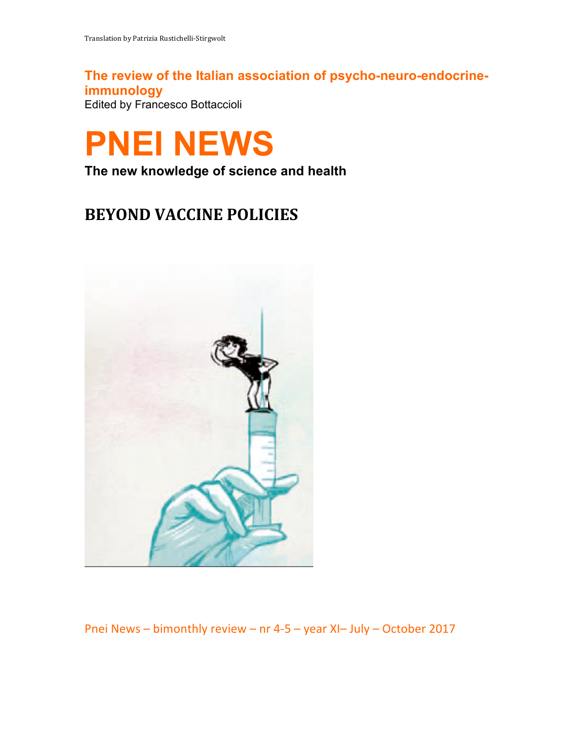Translation by Patrizia Rustichelli-Stirgwolt

**The review of the Italian association of psycho-neuro-endocrine-immunology**

Edited by Francesco Bottaccioli

# PNEI NEWS

**The new knowledge of science and health**

## BEYOND VACCINE POLICIES

Pnei News – bimonthly review – nr 4-5 – year XI– July – October 2017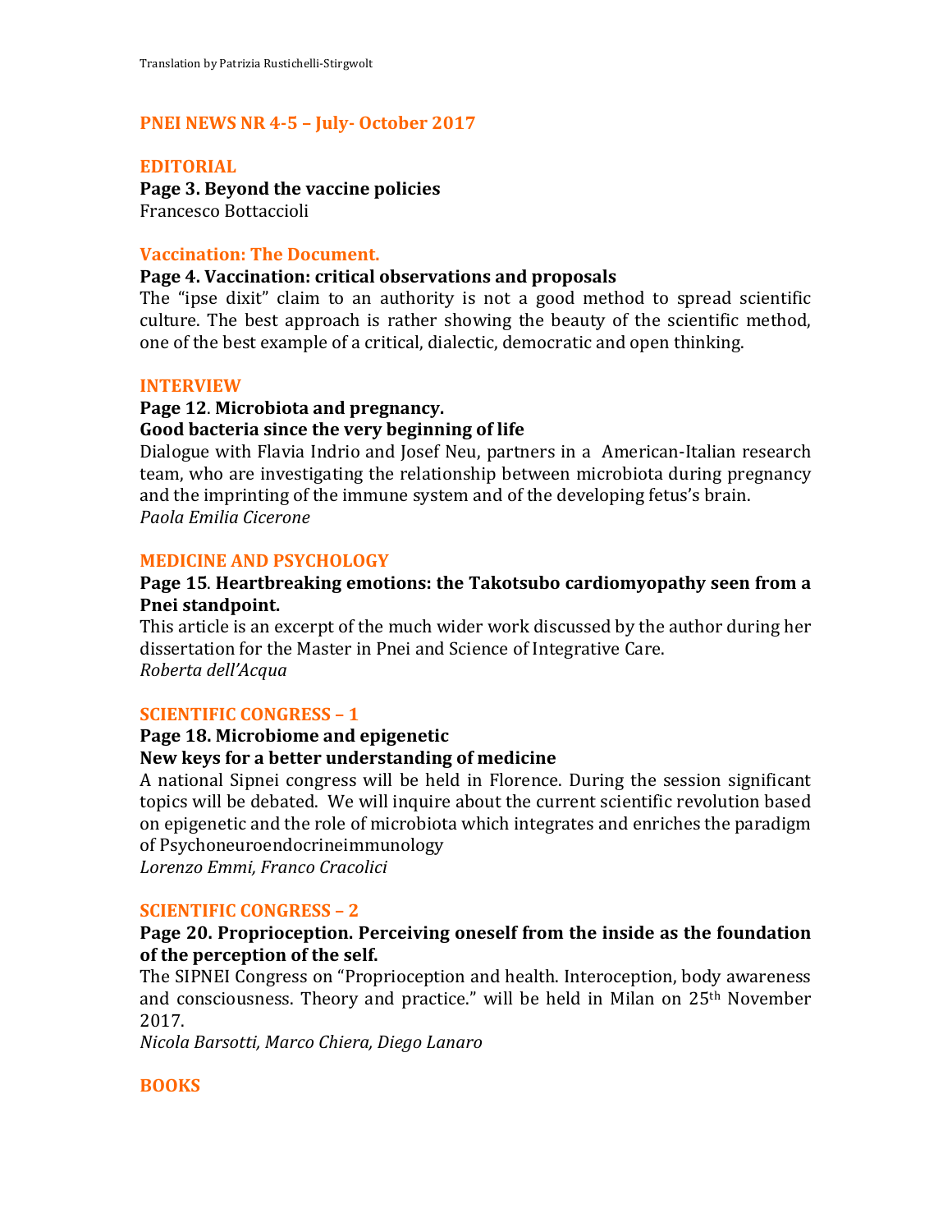Translation by Patrizia Rustichelli-Stirgwolt

## PNEI NEWS NR 4-5 – July- October 2017

### EDITORIAL

**Page 3. Beyond the vaccine policies**
Francesco Bottaccioli

### Vaccination: The Document.

**Page 4. Vaccination: critical observations and proposals**
The "ipse dixit" claim to an authority is not a good method to spread scientific culture. The best approach is rather showing the beauty of the scientific method, one of the best example of a critical, dialectic, democratic and open thinking.

### INTERVIEW

**Page 12. Microbiota and pregnancy.**
**Good bacteria since the very beginning of life**
Dialogue with Flavia Indrio and Josef Neu, partners in a American-Italian research team, who are investigating the relationship between microbiota during pregnancy and the imprinting of the immune system and of the developing fetus's brain.
*Paola Emilia Cicerone*

### MEDICINE AND PSYCHOLOGY

**Page 15. Heartbreaking emotions: the Takotsubo cardiomyopathy seen from a Pnei standpoint.**
This article is an excerpt of the much wider work discussed by the author during her dissertation for the Master in Pnei and Science of Integrative Care.
*Roberta dell'Acqua*

### SCIENTIFIC CONGRESS – 1

**Page 18. Microbiome and epigenetic**
**New keys for a better understanding of medicine**
A national Sipnei congress will be held in Florence. During the session significant topics will be debated. We will inquire about the current scientific revolution based on epigenetic and the role of microbiota which integrates and enriches the paradigm of Psychoneuroendocrineimmunology
*Lorenzo Emmi, Franco Cracolici*

### SCIENTIFIC CONGRESS – 2

**Page 20. Proprioception. Perceiving oneself from the inside as the foundation of the perception of the self.**
The SIPNEI Congress on "Proprioception and health. Interoception, body awareness and consciousness. Theory and practice." will be held in Milan on 25th November 2017.
*Nicola Barsotti, Marco Chiera, Diego Lanaro*

### BOOKS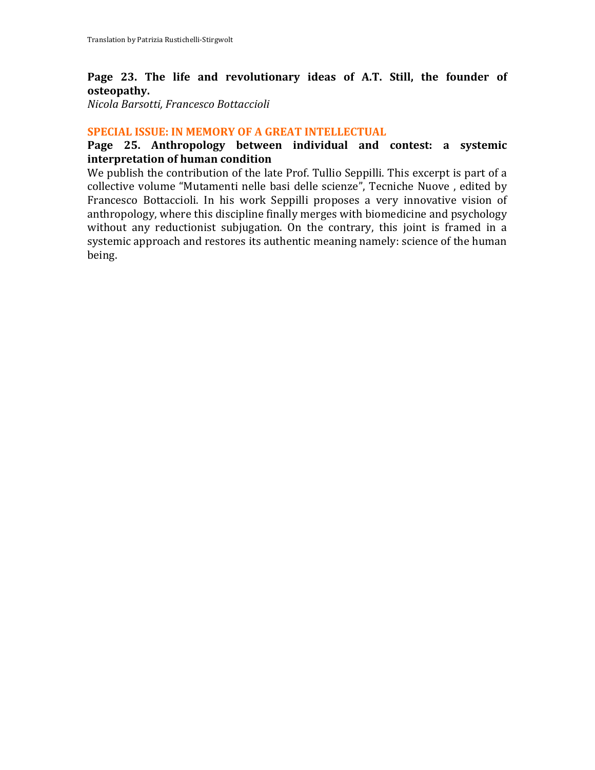**Page 23. The life and revolutionary ideas of A.T. Still, the founder of osteopathy.**

*Nicola Barsotti, Francesco Bottaccioli*

## SPECIAL ISSUE: IN MEMORY OF A GREAT INTELLECTUAL

**Page 25. Anthropology between individual and contest: a systemic interpretation of human condition**

We publish the contribution of the late Prof. Tullio Seppilli. This excerpt is part of a collective volume "Mutamenti nelle basi delle scienze", Tecniche Nuove , edited by Francesco Bottaccioli. In his work Seppilli proposes a very innovative vision of anthropology, where this discipline finally merges with biomedicine and psychology without any reductionist subjugation. On the contrary, this joint is framed in a systemic approach and restores its authentic meaning namely: science of the human being.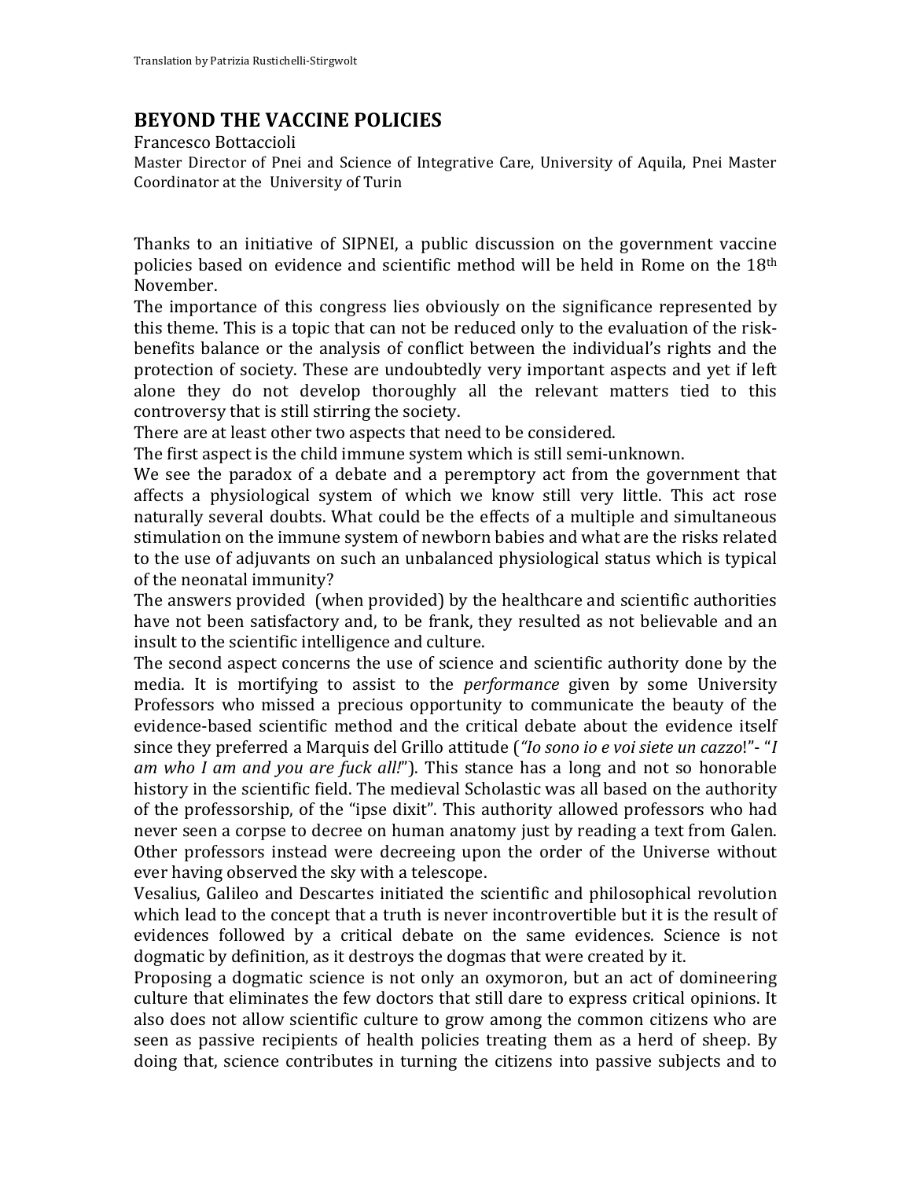Translation by Patrizia Rustichelli-Stirgwolt

# BEYOND THE VACCINE POLICIES

Francesco Bottaccioli

Master Director of Pnei and Science of Integrative Care, University of Aquila, Pnei Master Coordinator at the University of Turin

Thanks to an initiative of SIPNEI, a public discussion on the government vaccine policies based on evidence and scientific method will be held in Rome on the 18th November.

The importance of this congress lies obviously on the significance represented by this theme. This is a topic that can not be reduced only to the evaluation of the risk-benefits balance or the analysis of conflict between the individual's rights and the protection of society. These are undoubtedly very important aspects and yet if left alone they do not develop thoroughly all the relevant matters tied to this controversy that is still stirring the society.

There are at least other two aspects that need to be considered.

The first aspect is the child immune system which is still semi-unknown.

We see the paradox of a debate and a peremptory act from the government that affects a physiological system of which we know still very little. This act rose naturally several doubts. What could be the effects of a multiple and simultaneous stimulation on the immune system of newborn babies and what are the risks related to the use of adjuvants on such an unbalanced physiological status which is typical of the neonatal immunity?

The answers provided (when provided) by the healthcare and scientific authorities have not been satisfactory and, to be frank, they resulted as not believable and an insult to the scientific intelligence and culture.

The second aspect concerns the use of science and scientific authority done by the media. It is mortifying to assist to the *performance* given by some University Professors who missed a precious opportunity to communicate the beauty of the evidence-based scientific method and the critical debate about the evidence itself since they preferred a Marquis del Grillo attitude (*"Io sono io e voi siete un cazzo*!"- "*I am who I am and you are fuck all!*"). This stance has a long and not so honorable history in the scientific field. The medieval Scholastic was all based on the authority of the professorship, of the "ipse dixit". This authority allowed professors who had never seen a corpse to decree on human anatomy just by reading a text from Galen. Other professors instead were decreeing upon the order of the Universe without ever having observed the sky with a telescope.

Vesalius, Galileo and Descartes initiated the scientific and philosophical revolution which lead to the concept that a truth is never incontrovertible but it is the result of evidences followed by a critical debate on the same evidences. Science is not dogmatic by definition, as it destroys the dogmas that were created by it.

Proposing a dogmatic science is not only an oxymoron, but an act of domineering culture that eliminates the few doctors that still dare to express critical opinions. It also does not allow scientific culture to grow among the common citizens who are seen as passive recipients of health policies treating them as a herd of sheep. By doing that, science contributes in turning the citizens into passive subjects and to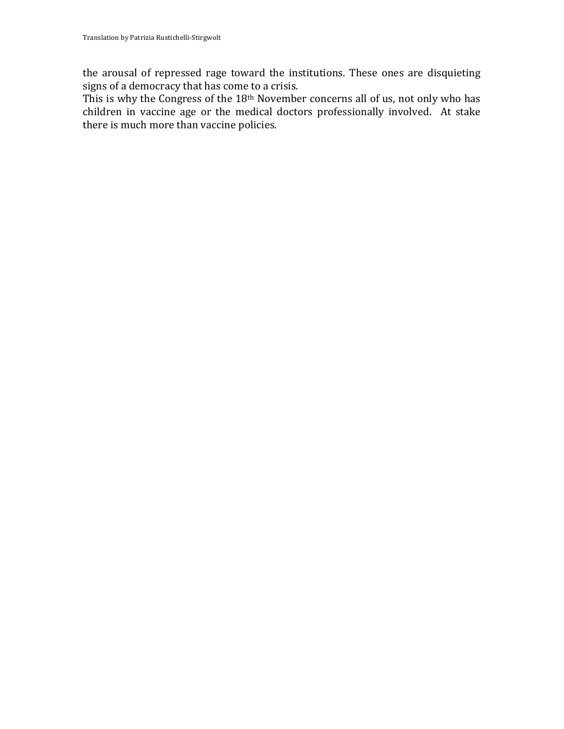the arousal of repressed rage toward the institutions. These ones are disquieting signs of a democracy that has come to a crisis.

This is why the Congress of the 18th November concerns all of us, not only who has children in vaccine age or the medical doctors professionally involved. At stake there is much more than vaccine policies.